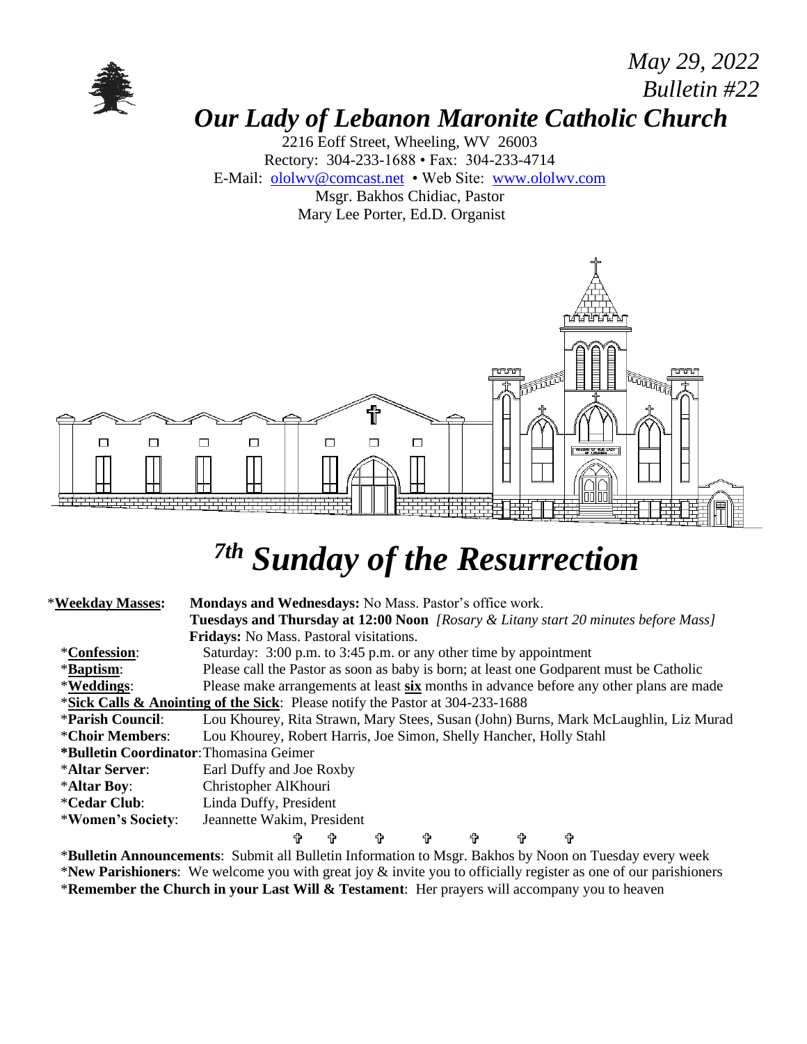*May 29, 2022*
*Bulletin #22*

# *Our Lady of Lebanon Maronite Catholic Church*

2216 Eoff Street, Wheeling, WV 26003
Rectory: 304-233-1688 • Fax: 304-233-4714
E-Mail: ololwv@comcast.net • Web Site: www.ololwv.com
Msgr. Bakhos Chidiac, Pastor
Mary Lee Porter, Ed.D. Organist

# *7th Sunday of the Resurrection*

*__Weekday Masses:__ **Mondays and Wednesdays:** No Mass. Pastor's office work.
**Tuesdays and Thursday at 12:00 Noon** *[Rosary & Litany start 20 minutes before Mass]*
**Fridays:** No Mass. Pastoral visitations.

*__Confession__: Saturday: 3:00 p.m. to 3:45 p.m. or any other time by appointment

*__Baptism__: Please call the Pastor as soon as baby is born; at least one Godparent must be Catholic

*__Weddings__: Please make arrangements at least __six__ months in advance before any other plans are made

*__Sick Calls & Anointing of the Sick__: Please notify the Pastor at 304-233-1688

***Parish Council**: Lou Khourey, Rita Strawn, Mary Stees, Susan (John) Burns, Mark McLaughlin, Liz Murad

***Choir Members**: Lou Khourey, Robert Harris, Joe Simon, Shelly Hancher, Holly Stahl

***Bulletin Coordinator**: Thomasina Geimer

***Altar Server**: Earl Duffy and Joe Roxby

***Altar Boy**: Christopher AlKhouri

***Cedar Club**: Linda Duffy, President

***Women's Society**: Jeannette Wakim, President

✞ ✞ ✞ ✞ ✞ ✞ ✞

***Bulletin Announcements**: Submit all Bulletin Information to Msgr. Bakhos by Noon on Tuesday every week

***New Parishioners**: We welcome you with great joy & invite you to officially register as one of our parishioners

***Remember the Church in your Last Will & Testament**: Her prayers will accompany you to heaven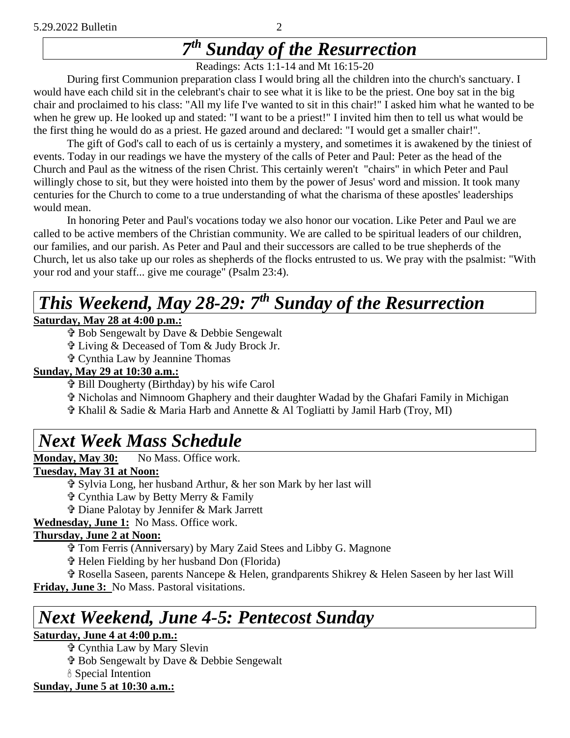# *7th Sunday of the Resurrection*

Readings: Acts 1:1-14 and Mt 16:15-20

During first Communion preparation class I would bring all the children into the church's sanctuary. I would have each child sit in the celebrant's chair to see what it is like to be the priest. One boy sat in the big chair and proclaimed to his class: "All my life I've wanted to sit in this chair!" I asked him what he wanted to be when he grew up. He looked up and stated: "I want to be a priest!" I invited him then to tell us what would be the first thing he would do as a priest. He gazed around and declared: "I would get a smaller chair!".

The gift of God's call to each of us is certainly a mystery, and sometimes it is awakened by the tiniest of events. Today in our readings we have the mystery of the calls of Peter and Paul: Peter as the head of the Church and Paul as the witness of the risen Christ. This certainly weren't "chairs" in which Peter and Paul willingly chose to sit, but they were hoisted into them by the power of Jesus' word and mission. It took many centuries for the Church to come to a true understanding of what the charisma of these apostles' leaderships would mean.

In honoring Peter and Paul's vocations today we also honor our vocation. Like Peter and Paul we are called to be active members of the Christian community. We are called to be spiritual leaders of our children, our families, and our parish. As Peter and Paul and their successors are called to be true shepherds of the Church, let us also take up our roles as shepherds of the flocks entrusted to us. We pray with the psalmist: "With your rod and your staff... give me courage" (Psalm 23:4).

# *This Weekend, May 28-29: 7th Sunday of the Resurrection*

**Saturday, May 28 at 4:00 p.m.:**

✞ Bob Sengewalt by Dave & Debbie Sengewalt
✞ Living & Deceased of Tom & Judy Brock Jr.
✞ Cynthia Law by Jeannine Thomas

**Sunday, May 29 at 10:30 a.m.:**

✞ Bill Dougherty (Birthday) by his wife Carol
✞ Nicholas and Nimnoom Ghaphery and their daughter Wadad by the Ghafari Family in Michigan
✞ Khalil & Sadie & Maria Harb and Annette & Al Togliatti by Jamil Harb (Troy, MI)

# *Next Week Mass Schedule*

**Monday, May 30:** No Mass. Office work.

**Tuesday, May 31 at Noon:**

✞ Sylvia Long, her husband Arthur, & her son Mark by her last will
✞ Cynthia Law by Betty Merry & Family
✞ Diane Palotay by Jennifer & Mark Jarrett

**Wednesday, June 1:** No Mass. Office work.

**Thursday, June 2 at Noon:**

✞ Tom Ferris (Anniversary) by Mary Zaid Stees and Libby G. Magnone
✞ Helen Fielding by her husband Don (Florida)
✞ Rosella Saseen, parents Nancepe & Helen, grandparents Shikrey & Helen Saseen by her last Will

**Friday, June 3:** No Mass. Pastoral visitations.

# *Next Weekend, June 4-5: Pentecost Sunday*

**Saturday, June 4 at 4:00 p.m.:**

✞ Cynthia Law by Mary Slevin
✞ Bob Sengewalt by Dave & Debbie Sengewalt
🕯 Special Intention

**Sunday, June 5 at 10:30 a.m.:**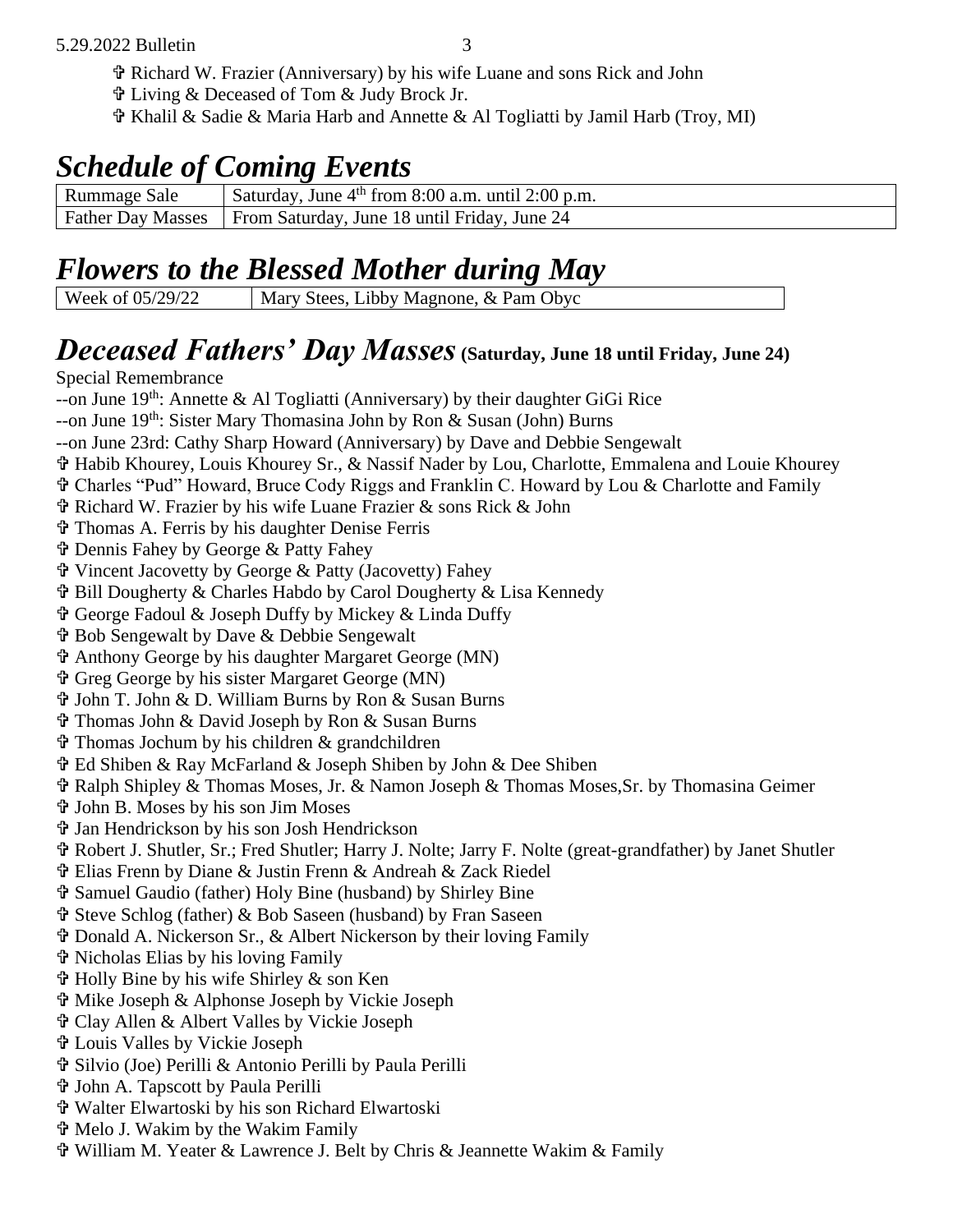✞ Richard W. Frazier (Anniversary) by his wife Luane and sons Rick and John
✞ Living & Deceased of Tom & Judy Brock Jr.
✞ Khalil & Sadie & Maria Harb and Annette & Al Togliatti by Jamil Harb (Troy, MI)

# *Schedule of Coming Events*

| Rummage Sale | Saturday, June 4th from 8:00 a.m. until 2:00 p.m. |
|---|---|
| Father Day Masses | From Saturday, June 18 until Friday, June 24 |

# *Flowers to the Blessed Mother during May*

| Week of 05/29/22 | Mary Stees, Libby Magnone, & Pam Obyc |
|---|---|

# *Deceased Fathers' Day Masses* **(Saturday, June 18 until Friday, June 24)**

Special Remembrance
--on June 19th: Annette & Al Togliatti (Anniversary) by their daughter GiGi Rice
--on June 19th: Sister Mary Thomasina John by Ron & Susan (John) Burns
--on June 23rd: Cathy Sharp Howard (Anniversary) by Dave and Debbie Sengewalt
✞ Habib Khourey, Louis Khourey Sr., & Nassif Nader by Lou, Charlotte, Emmalena and Louie Khourey
✞ Charles "Pud" Howard, Bruce Cody Riggs and Franklin C. Howard by Lou & Charlotte and Family
✞ Richard W. Frazier by his wife Luane Frazier & sons Rick & John
✞ Thomas A. Ferris by his daughter Denise Ferris
✞ Dennis Fahey by George & Patty Fahey
✞ Vincent Jacovetty by George & Patty (Jacovetty) Fahey
✞ Bill Dougherty & Charles Habdo by Carol Dougherty & Lisa Kennedy
✞ George Fadoul & Joseph Duffy by Mickey & Linda Duffy
✞ Bob Sengewalt by Dave & Debbie Sengewalt
✞ Anthony George by his daughter Margaret George (MN)
✞ Greg George by his sister Margaret George (MN)
✞ John T. John & D. William Burns by Ron & Susan Burns
✞ Thomas John & David Joseph by Ron & Susan Burns
✞ Thomas Jochum by his children & grandchildren
✞ Ed Shiben & Ray McFarland & Joseph Shiben by John & Dee Shiben
✞ Ralph Shipley & Thomas Moses, Jr. & Namon Joseph & Thomas Moses,Sr. by Thomasina Geimer
✞ John B. Moses by his son Jim Moses
✞ Jan Hendrickson by his son Josh Hendrickson
✞ Robert J. Shutler, Sr.; Fred Shutler; Harry J. Nolte; Jarry F. Nolte (great-grandfather) by Janet Shutler
✞ Elias Frenn by Diane & Justin Frenn & Andreah & Zack Riedel
✞ Samuel Gaudio (father) Holy Bine (husband) by Shirley Bine
✞ Steve Schlog (father) & Bob Saseen (husband) by Fran Saseen
✞ Donald A. Nickerson Sr., & Albert Nickerson by their loving Family
✞ Nicholas Elias by his loving Family
✞ Holly Bine by his wife Shirley & son Ken
✞ Mike Joseph & Alphonse Joseph by Vickie Joseph
✞ Clay Allen & Albert Valles by Vickie Joseph
✞ Louis Valles by Vickie Joseph
✞ Silvio (Joe) Perilli & Antonio Perilli by Paula Perilli
✞ John A. Tapscott by Paula Perilli
✞ Walter Elwartoski by his son Richard Elwartoski
✞ Melo J. Wakim by the Wakim Family
✞ William M. Yeater & Lawrence J. Belt by Chris & Jeannette Wakim & Family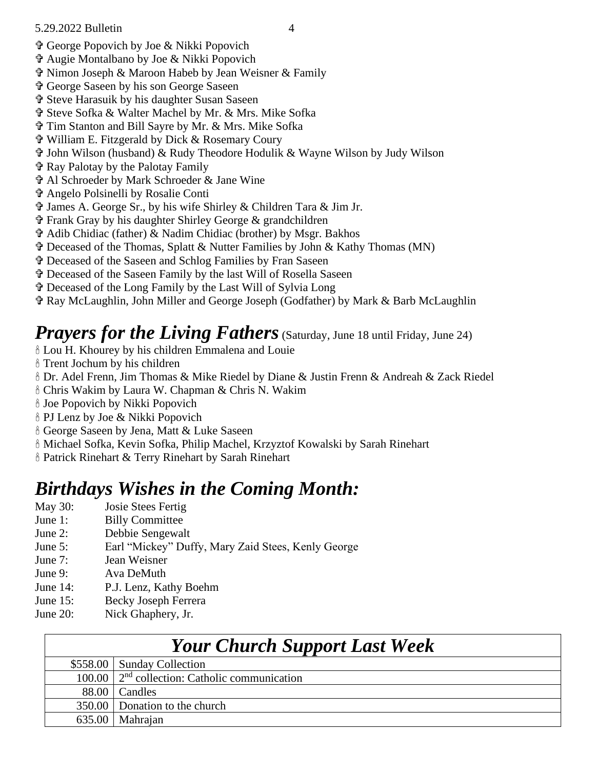✞ George Popovich by Joe & Nikki Popovich
✞ Augie Montalbano by Joe & Nikki Popovich
✞ Nimon Joseph & Maroon Habeb by Jean Weisner & Family
✞ George Saseen by his son George Saseen
✞ Steve Harasuik by his daughter Susan Saseen
✞ Steve Sofka & Walter Machel by Mr. & Mrs. Mike Sofka
✞ Tim Stanton and Bill Sayre by Mr. & Mrs. Mike Sofka
✞ William E. Fitzgerald by Dick & Rosemary Coury
✞ John Wilson (husband) & Rudy Theodore Hodulik & Wayne Wilson by Judy Wilson
✞ Ray Palotay by the Palotay Family
✞ Al Schroeder by Mark Schroeder & Jane Wine
✞ Angelo Polsinelli by Rosalie Conti
✞ James A. George Sr., by his wife Shirley & Children Tara & Jim Jr.
✞ Frank Gray by his daughter Shirley George & grandchildren
✞ Adib Chidiac (father) & Nadim Chidiac (brother) by Msgr. Bakhos
✞ Deceased of the Thomas, Splatt & Nutter Families by John & Kathy Thomas (MN)
✞ Deceased of the Saseen and Schlog Families by Fran Saseen
✞ Deceased of the Saseen Family by the last Will of Rosella Saseen
✞ Deceased of the Long Family by the Last Will of Sylvia Long
✞ Ray McLaughlin, John Miller and George Joseph (Godfather) by Mark & Barb McLaughlin

## *Prayers for the Living Fathers* (Saturday, June 18 until Friday, June 24)

🕯 Lou H. Khourey by his children Emmalena and Louie
🕯 Trent Jochum by his children
🕯 Dr. Adel Frenn, Jim Thomas & Mike Riedel by Diane & Justin Frenn & Andreah & Zack Riedel
🕯 Chris Wakim by Laura W. Chapman & Chris N. Wakim
🕯 Joe Popovich by Nikki Popovich
🕯 PJ Lenz by Joe & Nikki Popovich
🕯 George Saseen by Jena, Matt & Luke Saseen
🕯 Michael Sofka, Kevin Sofka, Philip Machel, Krzyztof Kowalski by Sarah Rinehart
🕯 Patrick Rinehart & Terry Rinehart by Sarah Rinehart

## *Birthdays Wishes in the Coming Month:*

May 30: Josie Stees Fertig
June 1: Billy Committee
June 2: Debbie Sengewalt
June 5: Earl "Mickey" Duffy, Mary Zaid Stees, Kenly George
June 7: Jean Weisner
June 9: Ava DeMuth
June 14: P.J. Lenz, Kathy Boehm
June 15: Becky Joseph Ferrera
June 20: Nick Ghaphery, Jr.

| *Your Church Support Last Week* | |
|---|---|
| $558.00 | Sunday Collection |
| 100.00 | 2nd collection: Catholic communication |
| 88.00 | Candles |
| 350.00 | Donation to the church |
| 635.00 | Mahrajan |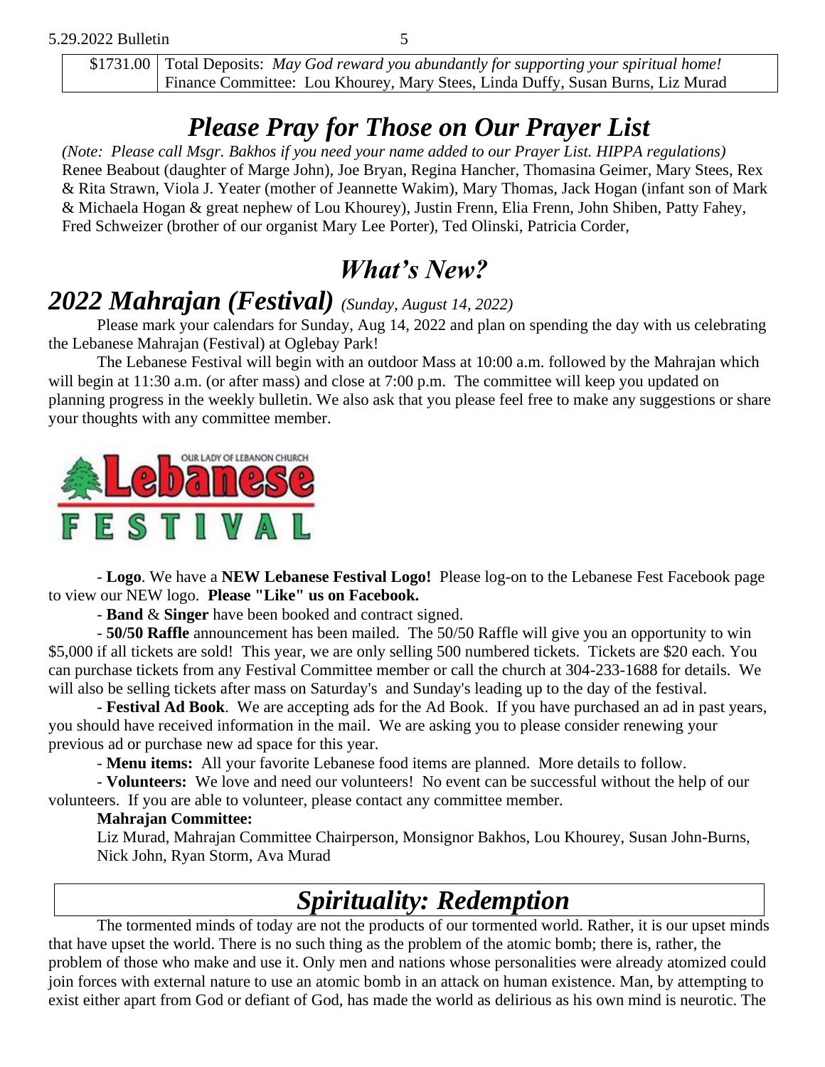| $1731.00 | Total Deposits: *May God reward you abundantly for supporting your spiritual home!* Finance Committee: Lou Khourey, Mary Stees, Linda Duffy, Susan Burns, Liz Murad |
|---|---|

# *Please Pray for Those on Our Prayer List*

*(Note: Please call Msgr. Bakhos if you need your name added to our Prayer List. HIPPA regulations)*
Renee Beabout (daughter of Marge John), Joe Bryan, Regina Hancher, Thomasina Geimer, Mary Stees, Rex & Rita Strawn, Viola J. Yeater (mother of Jeannette Wakim), Mary Thomas, Jack Hogan (infant son of Mark & Michaela Hogan & great nephew of Lou Khourey), Justin Frenn, Elia Frenn, John Shiben, Patty Fahey, Fred Schweizer (brother of our organist Mary Lee Porter), Ted Olinski, Patricia Corder,

# *What's New?*

## *2022 Mahrajan (Festival) (Sunday, August 14, 2022)*

Please mark your calendars for Sunday, Aug 14, 2022 and plan on spending the day with us celebrating the Lebanese Mahrajan (Festival) at Oglebay Park!

The Lebanese Festival will begin with an outdoor Mass at 10:00 a.m. followed by the Mahrajan which will begin at 11:30 a.m. (or after mass) and close at 7:00 p.m. The committee will keep you updated on planning progress in the weekly bulletin. We also ask that you please feel free to make any suggestions or share your thoughts with any committee member.

OUR LADY OF LEBANON CHURCH
Lebanese
FESTIVAL

- **Logo**. We have a **NEW Lebanese Festival Logo!** Please log-on to the Lebanese Fest Facebook page to view our NEW logo. **Please "Like" us on Facebook.**
- **Band** & **Singer** have been booked and contract signed.
- **50/50 Raffle** announcement has been mailed. The 50/50 Raffle will give you an opportunity to win $5,000 if all tickets are sold! This year, we are only selling 500 numbered tickets. Tickets are $20 each. You can purchase tickets from any Festival Committee member or call the church at 304-233-1688 for details. We will also be selling tickets after mass on Saturday's and Sunday's leading up to the day of the festival.
- **Festival Ad Book**. We are accepting ads for the Ad Book. If you have purchased an ad in past years, you should have received information in the mail. We are asking you to please consider renewing your previous ad or purchase new ad space for this year.
- **Menu items:** All your favorite Lebanese food items are planned. More details to follow.
- **Volunteers:** We love and need our volunteers! No event can be successful without the help of our volunteers. If you are able to volunteer, please contact any committee member.

**Mahrajan Committee:**
Liz Murad, Mahrajan Committee Chairperson, Monsignor Bakhos, Lou Khourey, Susan John-Burns, Nick John, Ryan Storm, Ava Murad

# *Spirituality: Redemption*

The tormented minds of today are not the products of our tormented world. Rather, it is our upset minds that have upset the world. There is no such thing as the problem of the atomic bomb; there is, rather, the problem of those who make and use it. Only men and nations whose personalities were already atomized could join forces with external nature to use an atomic bomb in an attack on human existence. Man, by attempting to exist either apart from God or defiant of God, has made the world as delirious as his own mind is neurotic. The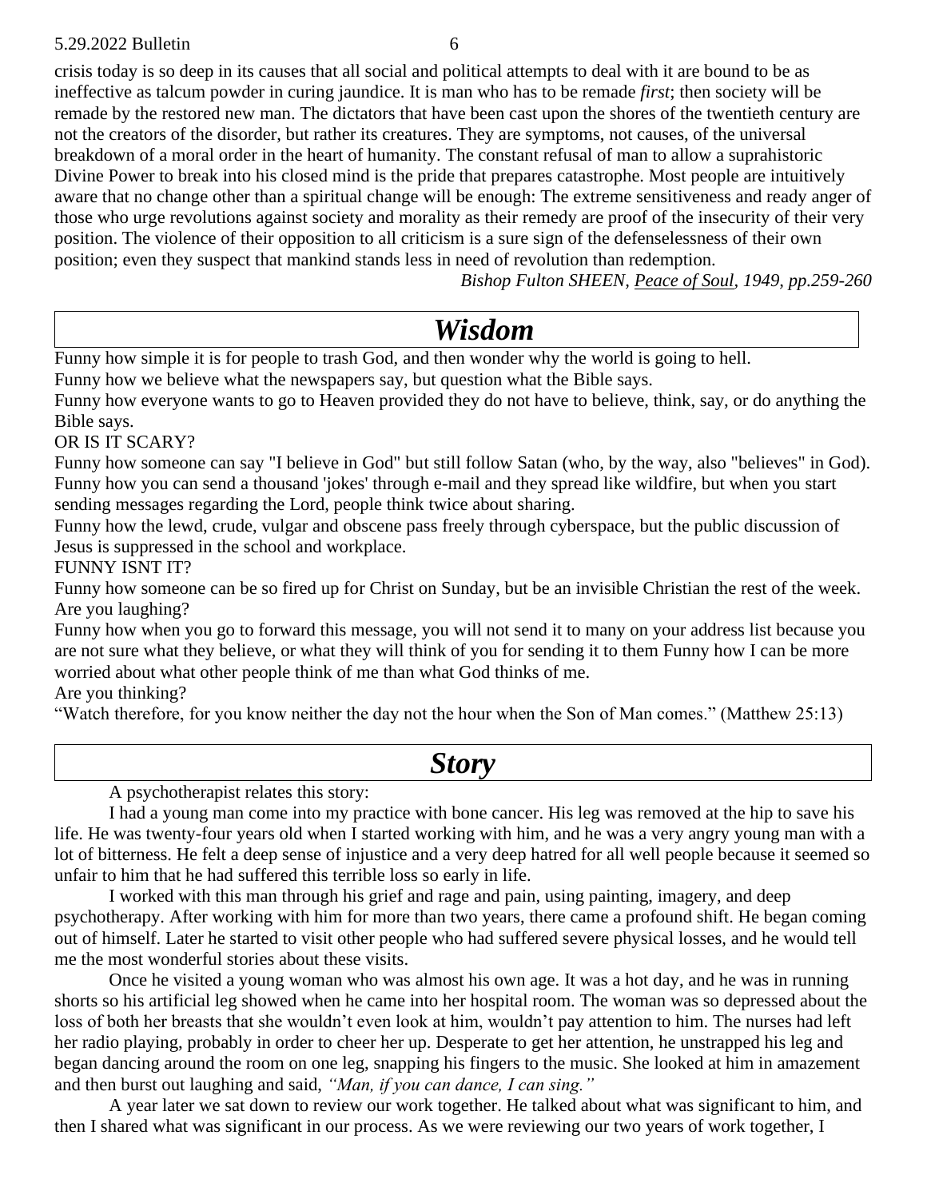crisis today is so deep in its causes that all social and political attempts to deal with it are bound to be as ineffective as talcum powder in curing jaundice. It is man who has to be remade *first*; then society will be remade by the restored new man. The dictators that have been cast upon the shores of the twentieth century are not the creators of the disorder, but rather its creatures. They are symptoms, not causes, of the universal breakdown of a moral order in the heart of humanity. The constant refusal of man to allow a suprahistoric Divine Power to break into his closed mind is the pride that prepares catastrophe. Most people are intuitively aware that no change other than a spiritual change will be enough: The extreme sensitiveness and ready anger of those who urge revolutions against society and morality as their remedy are proof of the insecurity of their very position. The violence of their opposition to all criticism is a sure sign of the defenselessness of their own position; even they suspect that mankind stands less in need of revolution than redemption.

*Bishop Fulton SHEEN, Peace of Soul, 1949, pp.259-260*

# *Wisdom*

Funny how simple it is for people to trash God, and then wonder why the world is going to hell.
Funny how we believe what the newspapers say, but question what the Bible says.
Funny how everyone wants to go to Heaven provided they do not have to believe, think, say, or do anything the Bible says.
OR IS IT SCARY?
Funny how someone can say "I believe in God" but still follow Satan (who, by the way, also "believes" in God).
Funny how you can send a thousand 'jokes' through e-mail and they spread like wildfire, but when you start sending messages regarding the Lord, people think twice about sharing.
Funny how the lewd, crude, vulgar and obscene pass freely through cyberspace, but the public discussion of Jesus is suppressed in the school and workplace.
FUNNY ISNT IT?
Funny how someone can be so fired up for Christ on Sunday, but be an invisible Christian the rest of the week.
Are you laughing?
Funny how when you go to forward this message, you will not send it to many on your address list because you are not sure what they believe, or what they will think of you for sending it to them Funny how I can be more worried about what other people think of me than what God thinks of me.
Are you thinking?
"Watch therefore, for you know neither the day not the hour when the Son of Man comes." (Matthew 25:13)

# *Story*

A psychotherapist relates this story:

I had a young man come into my practice with bone cancer. His leg was removed at the hip to save his life. He was twenty-four years old when I started working with him, and he was a very angry young man with a lot of bitterness. He felt a deep sense of injustice and a very deep hatred for all well people because it seemed so unfair to him that he had suffered this terrible loss so early in life.

I worked with this man through his grief and rage and pain, using painting, imagery, and deep psychotherapy. After working with him for more than two years, there came a profound shift. He began coming out of himself. Later he started to visit other people who had suffered severe physical losses, and he would tell me the most wonderful stories about these visits.

Once he visited a young woman who was almost his own age. It was a hot day, and he was in running shorts so his artificial leg showed when he came into her hospital room. The woman was so depressed about the loss of both her breasts that she wouldn't even look at him, wouldn't pay attention to him. The nurses had left her radio playing, probably in order to cheer her up. Desperate to get her attention, he unstrapped his leg and began dancing around the room on one leg, snapping his fingers to the music. She looked at him in amazement and then burst out laughing and said, *"Man, if you can dance, I can sing."*

A year later we sat down to review our work together. He talked about what was significant to him, and then I shared what was significant in our process. As we were reviewing our two years of work together, I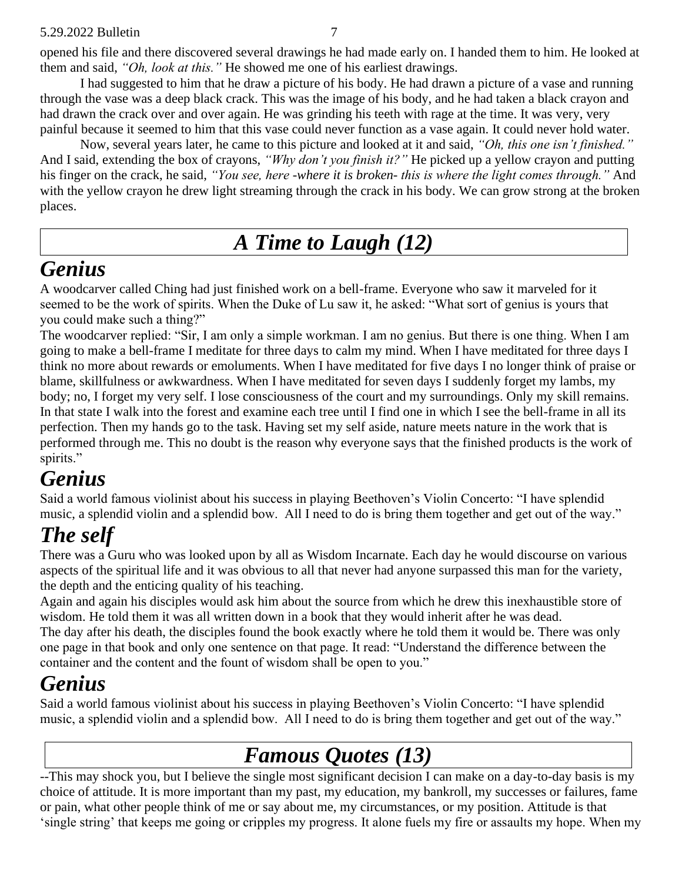opened his file and there discovered several drawings he had made early on. I handed them to him. He looked at them and said, *"Oh, look at this."* He showed me one of his earliest drawings.

I had suggested to him that he draw a picture of his body. He had drawn a picture of a vase and running through the vase was a deep black crack. This was the image of his body, and he had taken a black crayon and had drawn the crack over and over again. He was grinding his teeth with rage at the time. It was very, very painful because it seemed to him that this vase could never function as a vase again. It could never hold water.

Now, several years later, he came to this picture and looked at it and said, *"Oh, this one isn't finished."* And I said, extending the box of crayons, *"Why don't you finish it?"* He picked up a yellow crayon and putting his finger on the crack, he said, *"You see, here -where it is broken- this is where the light comes through."* And with the yellow crayon he drew light streaming through the crack in his body. We can grow strong at the broken places.

# *A Time to Laugh (12)*

## *Genius*

A woodcarver called Ching had just finished work on a bell-frame. Everyone who saw it marveled for it seemed to be the work of spirits. When the Duke of Lu saw it, he asked: "What sort of genius is yours that you could make such a thing?"

The woodcarver replied: "Sir, I am only a simple workman. I am no genius. But there is one thing. When I am going to make a bell-frame I meditate for three days to calm my mind. When I have meditated for three days I think no more about rewards or emoluments. When I have meditated for five days I no longer think of praise or blame, skillfulness or awkwardness. When I have meditated for seven days I suddenly forget my lambs, my body; no, I forget my very self. I lose consciousness of the court and my surroundings. Only my skill remains. In that state I walk into the forest and examine each tree until I find one in which I see the bell-frame in all its perfection. Then my hands go to the task. Having set my self aside, nature meets nature in the work that is performed through me. This no doubt is the reason why everyone says that the finished products is the work of spirits."

## *Genius*

Said a world famous violinist about his success in playing Beethoven's Violin Concerto: "I have splendid music, a splendid violin and a splendid bow. All I need to do is bring them together and get out of the way."

## *The self*

There was a Guru who was looked upon by all as Wisdom Incarnate. Each day he would discourse on various aspects of the spiritual life and it was obvious to all that never had anyone surpassed this man for the variety, the depth and the enticing quality of his teaching.

Again and again his disciples would ask him about the source from which he drew this inexhaustible store of wisdom. He told them it was all written down in a book that they would inherit after he was dead.

The day after his death, the disciples found the book exactly where he told them it would be. There was only one page in that book and only one sentence on that page. It read: "Understand the difference between the container and the content and the fount of wisdom shall be open to you."

## *Genius*

Said a world famous violinist about his success in playing Beethoven's Violin Concerto: "I have splendid music, a splendid violin and a splendid bow. All I need to do is bring them together and get out of the way."

# *Famous Quotes (13)*

--This may shock you, but I believe the single most significant decision I can make on a day-to-day basis is my choice of attitude. It is more important than my past, my education, my bankroll, my successes or failures, fame or pain, what other people think of me or say about me, my circumstances, or my position. Attitude is that 'single string' that keeps me going or cripples my progress. It alone fuels my fire or assaults my hope. When my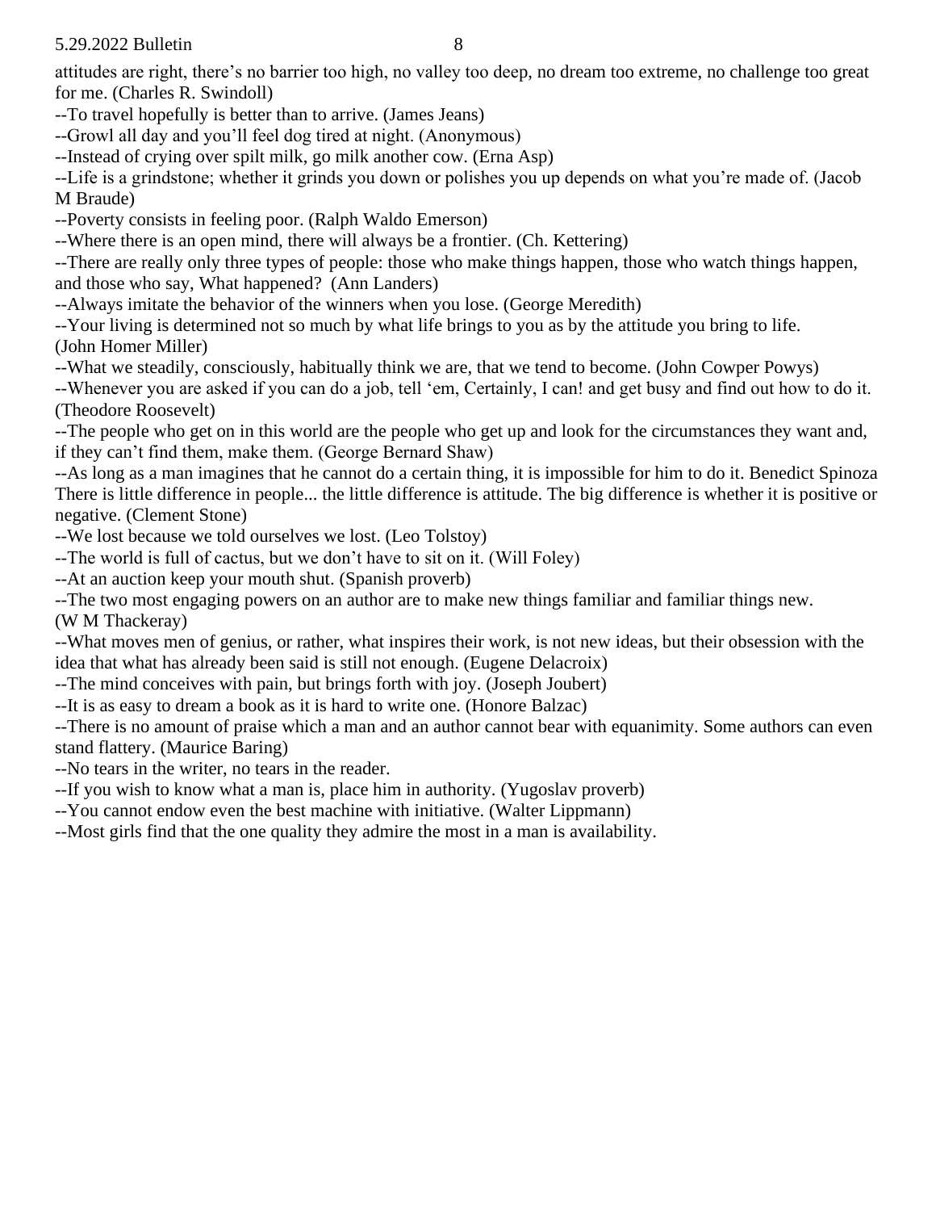attitudes are right, there's no barrier too high, no valley too deep, no dream too extreme, no challenge too great for me. (Charles R. Swindoll)

--To travel hopefully is better than to arrive. (James Jeans)

--Growl all day and you'll feel dog tired at night. (Anonymous)

--Instead of crying over spilt milk, go milk another cow. (Erna Asp)

--Life is a grindstone; whether it grinds you down or polishes you up depends on what you're made of. (Jacob M Braude)

--Poverty consists in feeling poor. (Ralph Waldo Emerson)

--Where there is an open mind, there will always be a frontier. (Ch. Kettering)

--There are really only three types of people: those who make things happen, those who watch things happen, and those who say, What happened? (Ann Landers)

--Always imitate the behavior of the winners when you lose. (George Meredith)

--Your living is determined not so much by what life brings to you as by the attitude you bring to life. (John Homer Miller)

--What we steadily, consciously, habitually think we are, that we tend to become. (John Cowper Powys)

--Whenever you are asked if you can do a job, tell 'em, Certainly, I can! and get busy and find out how to do it. (Theodore Roosevelt)

--The people who get on in this world are the people who get up and look for the circumstances they want and, if they can't find them, make them. (George Bernard Shaw)

--As long as a man imagines that he cannot do a certain thing, it is impossible for him to do it. Benedict Spinoza There is little difference in people... the little difference is attitude. The big difference is whether it is positive or negative. (Clement Stone)

--We lost because we told ourselves we lost. (Leo Tolstoy)

--The world is full of cactus, but we don't have to sit on it. (Will Foley)

--At an auction keep your mouth shut. (Spanish proverb)

--The two most engaging powers on an author are to make new things familiar and familiar things new. (W M Thackeray)

--What moves men of genius, or rather, what inspires their work, is not new ideas, but their obsession with the idea that what has already been said is still not enough. (Eugene Delacroix)

--The mind conceives with pain, but brings forth with joy. (Joseph Joubert)

--It is as easy to dream a book as it is hard to write one. (Honore Balzac)

--There is no amount of praise which a man and an author cannot bear with equanimity. Some authors can even stand flattery. (Maurice Baring)

--No tears in the writer, no tears in the reader.

--If you wish to know what a man is, place him in authority. (Yugoslav proverb)

--You cannot endow even the best machine with initiative. (Walter Lippmann)

--Most girls find that the one quality they admire the most in a man is availability.